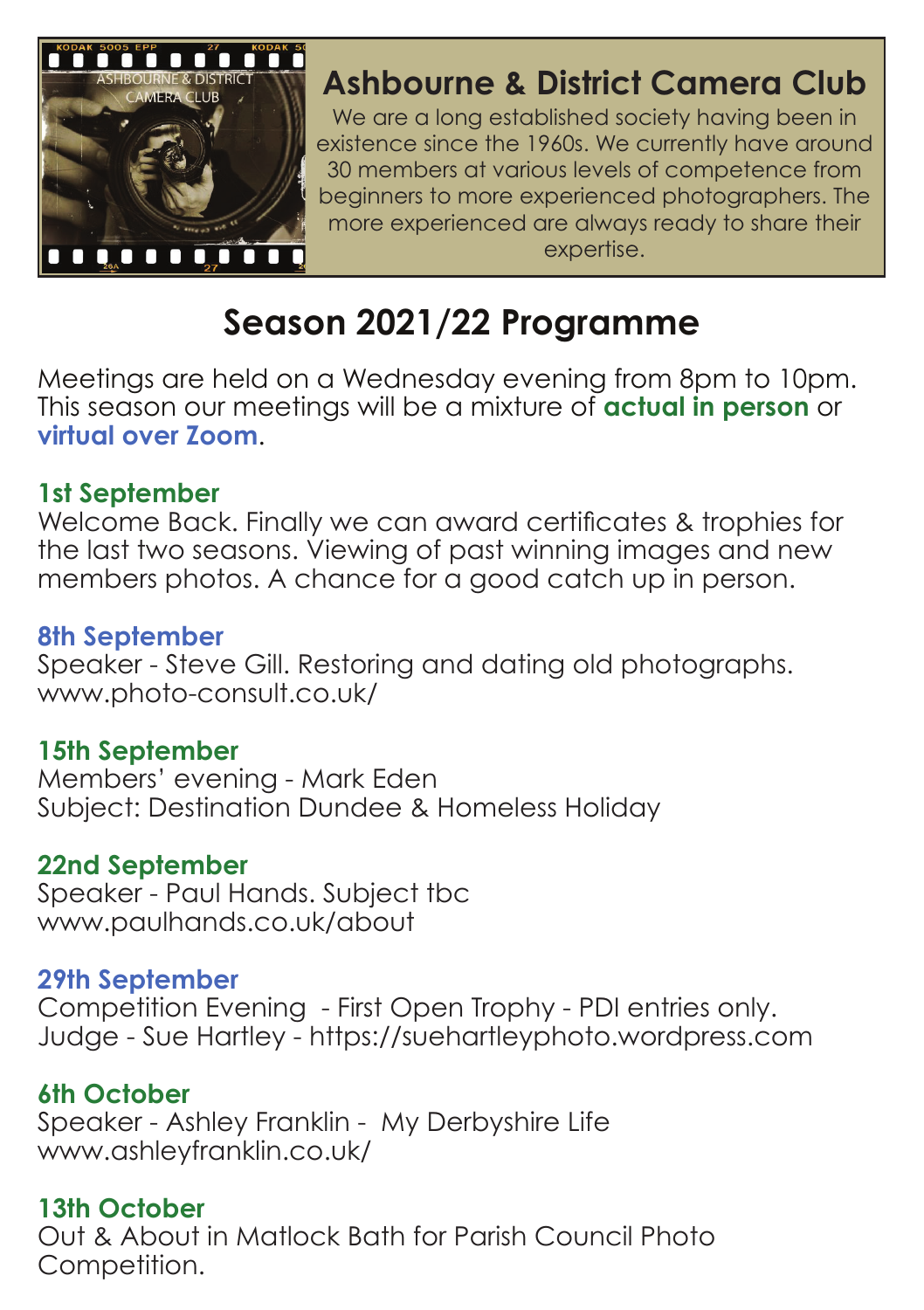# Ashbourne & District Camera Club

We are a long established society having been in existence since the 1960s. We currently have around 30 members at various levels of competence from beginners to more experienced photographers. The more experienced are always ready to share their expertise.

## Season 2021/22 Programme

Meetings are held on a Wednesday evening from 8pm to 10pm. This season our meetings will be a mixture of **actual in person** or **virtual over Zoom**.

**1st September**
Welcome Back. Finally we can award certificates & trophies for the last two seasons. Viewing of past winning images and new members photos. A chance for a good catch up in person.

**8th September**
Speaker - Steve Gill. Restoring and dating old photographs.
www.photo-consult.co.uk/

**15th September**
Members' evening - Mark Eden
Subject: Destination Dundee & Homeless Holiday

**22nd September**
Speaker - Paul Hands. Subject tbc
www.paulhands.co.uk/about

**29th September**
Competition Evening - First Open Trophy - PDI entries only.
Judge - Sue Hartley - https://suehartleyphoto.wordpress.com

**6th October**
Speaker - Ashley Franklin - My Derbyshire Life
www.ashleyfranklin.co.uk/

**13th October**
Out & About in Matlock Bath for Parish Council Photo Competition.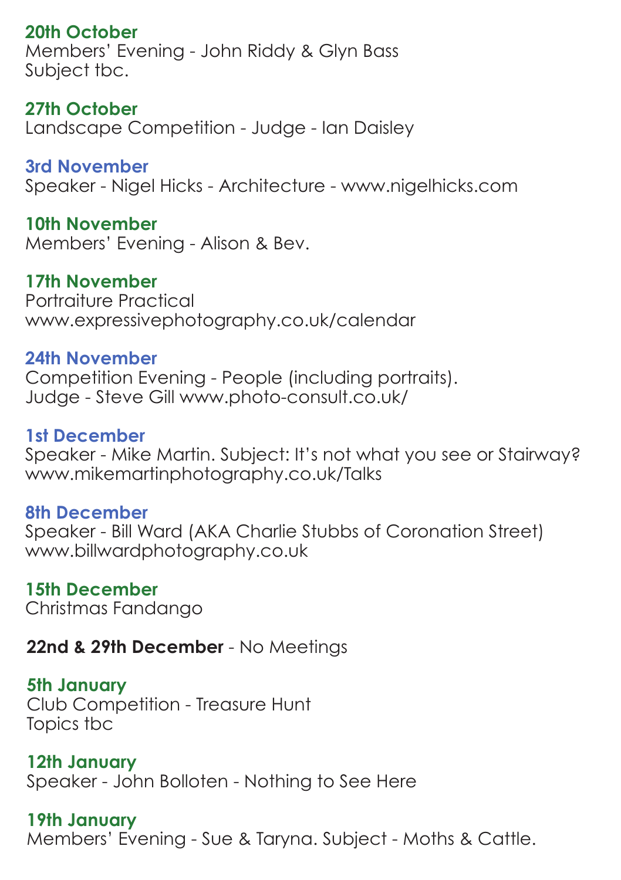**20th October**
Members' Evening - John Riddy & Glyn Bass
Subject tbc.

**27th October**
Landscape Competition - Judge - Ian Daisley

**3rd November**
Speaker - Nigel Hicks - Architecture - www.nigelhicks.com

**10th November**
Members' Evening - Alison & Bev.

**17th November**
Portraiture Practical
www.expressivephotography.co.uk/calendar

**24th November**
Competition Evening - People (including portraits).
Judge - Steve Gill www.photo-consult.co.uk/

**1st December**
Speaker - Mike Martin. Subject: It's not what you see or Stairway?
www.mikemartinphotography.co.uk/Talks

**8th December**
Speaker - Bill Ward (AKA Charlie Stubbs of Coronation Street)
www.billwardphotography.co.uk

**15th December**
Christmas Fandango

**22nd & 29th December** - No Meetings

**5th January**
Club Competition - Treasure Hunt
Topics tbc

**12th January**
Speaker - John Bolloten - Nothing to See Here

**19th January**
Members' Evening - Sue & Taryna. Subject - Moths & Cattle.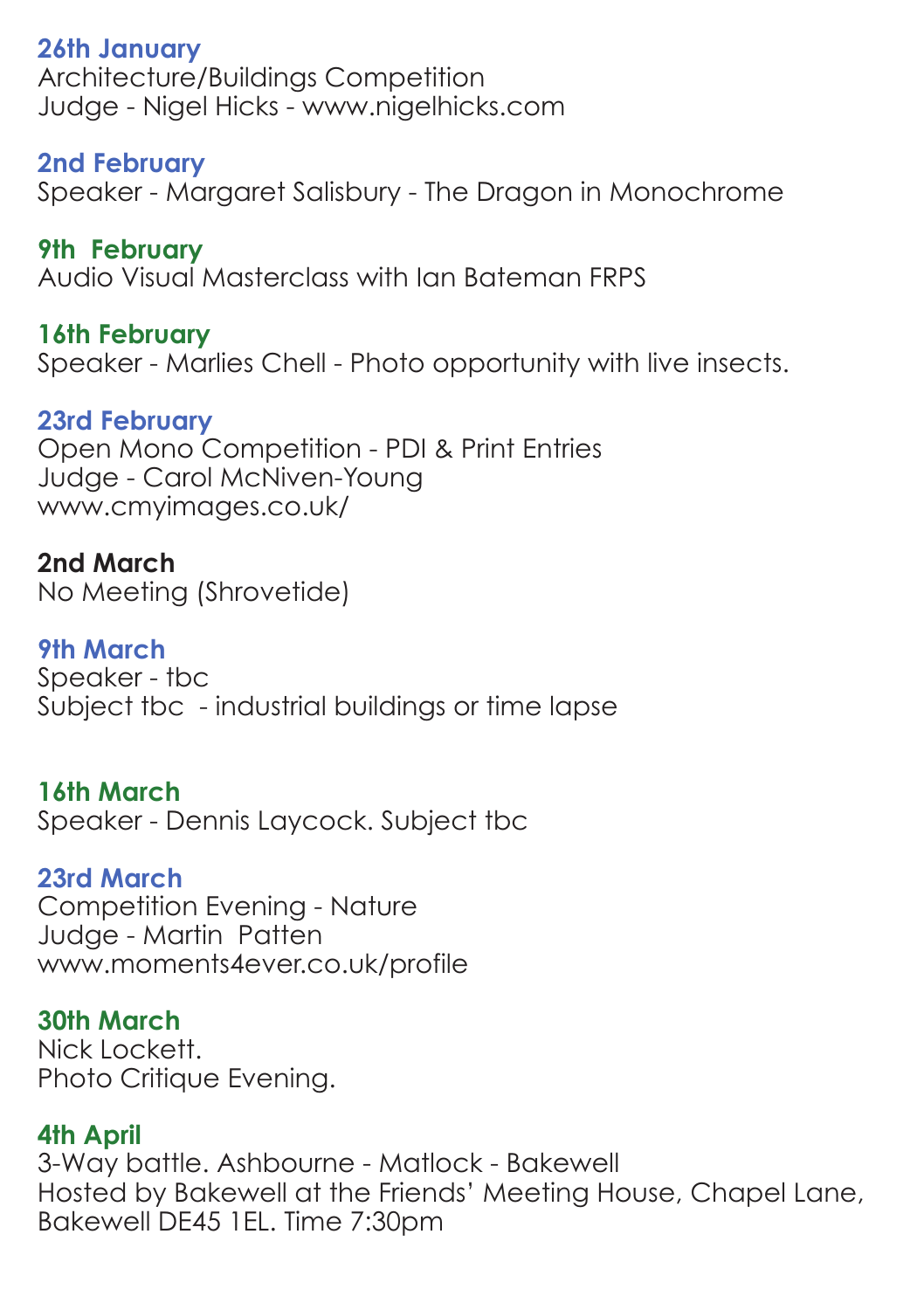**26th January**
Architecture/Buildings Competition
Judge - Nigel Hicks - www.nigelhicks.com

**2nd February**
Speaker - Margaret Salisbury - The Dragon in Monochrome

**9th February**
Audio Visual Masterclass with Ian Bateman FRPS

**16th February**
Speaker - Marlies Chell - Photo opportunity with live insects.

**23rd February**
Open Mono Competition - PDI & Print Entries
Judge - Carol McNiven-Young
www.cmyimages.co.uk/

**2nd March**
No Meeting (Shrovetide)

**9th March**
Speaker - tbc
Subject tbc - industrial buildings or time lapse

**16th March**
Speaker - Dennis Laycock. Subject tbc

**23rd March**
Competition Evening - Nature
Judge - Martin Patten
www.moments4ever.co.uk/profile

**30th March**
Nick Lockett.
Photo Critique Evening.

**4th April**
3-Way battle. Ashbourne - Matlock - Bakewell
Hosted by Bakewell at the Friends' Meeting House, Chapel Lane, Bakewell DE45 1EL. Time 7:30pm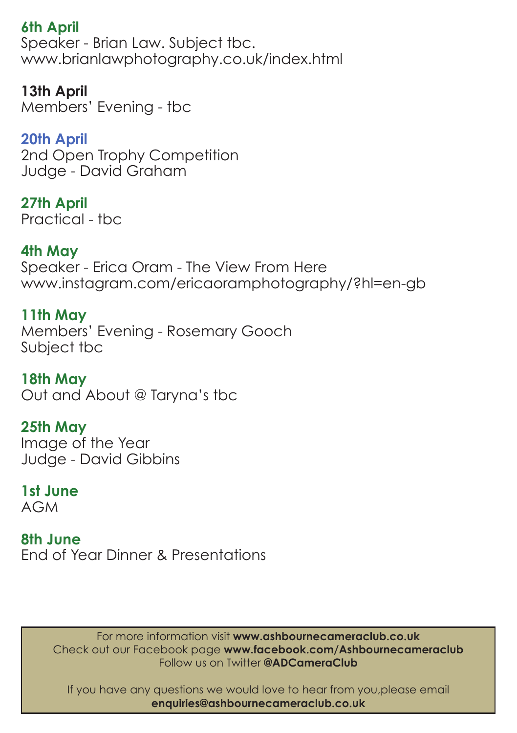**6th April**
Speaker - Brian Law. Subject tbc.
www.brianlawphotography.co.uk/index.html

**13th April**
Members' Evening - tbc

**20th April**
2nd Open Trophy Competition
Judge - David Graham

**27th April**
Practical - tbc

**4th May**
Speaker - Erica Oram - The View From Here
www.instagram.com/ericaoramphotography/?hl=en-gb

**11th May**
Members' Evening - Rosemary Gooch
Subject tbc

**18th May**
Out and About @ Taryna's tbc

**25th May**
Image of the Year
Judge - David Gibbins

**1st June**
AGM

**8th June**
End of Year Dinner & Presentations

For more information visit **www.ashbournecameraclub.co.uk**
Check out our Facebook page **www.facebook.com/Ashbournecameraclub**
Follow us on Twitter **@ADCameraClub**

If you have any questions we would love to hear from you,please email
**enquiries@ashbournecameraclub.co.uk**